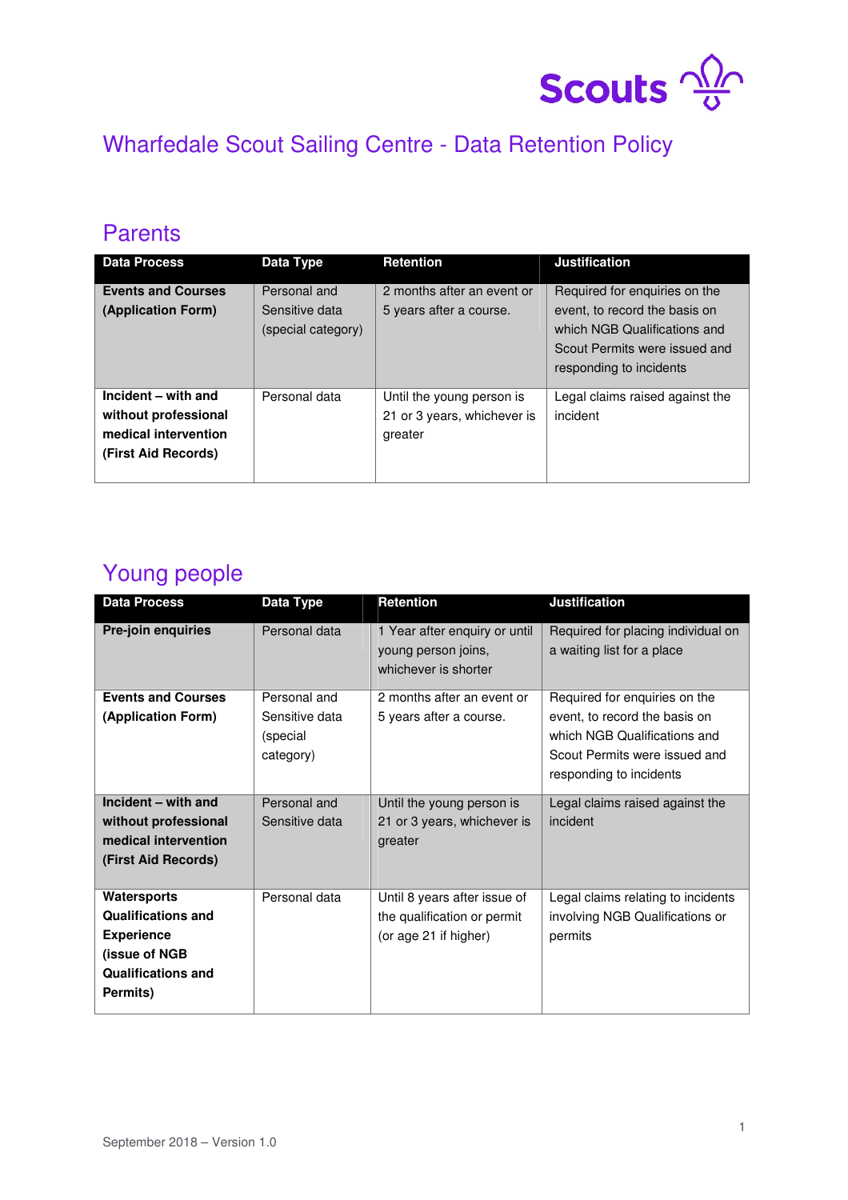# Wharfedale Scout Sailing Centre - Data Retention Policy

## Parents

| Data Process | Data Type | Retention | Justification |
|---|---|---|---|
| **Events and Courses (Application Form)** | Personal and Sensitive data (special category) | 2 months after an event or 5 years after a course. | Required for enquiries on the event, to record the basis on which NGB Qualifications and Scout Permits were issued and responding to incidents |
| **Incident – with and without professional medical intervention (First Aid Records)** | Personal data | Until the young person is 21 or 3 years, whichever is greater | Legal claims raised against the incident |

## Young people

| Data Process | Data Type | Retention | Justification |
|---|---|---|---|
| **Pre-join enquiries** | Personal data | 1 Year after enquiry or until young person joins, whichever is shorter | Required for placing individual on a waiting list for a place |
| **Events and Courses (Application Form)** | Personal and Sensitive data (special category) | 2 months after an event or 5 years after a course. | Required for enquiries on the event, to record the basis on which NGB Qualifications and Scout Permits were issued and responding to incidents |
| **Incident – with and without professional medical intervention (First Aid Records)** | Personal and Sensitive data | Until the young person is 21 or 3 years, whichever is greater | Legal claims raised against the incident |
| **Watersports Qualifications and Experience (issue of NGB Qualifications and Permits)** | Personal data | Until 8 years after issue of the qualification or permit (or age 21 if higher) | Legal claims relating to incidents involving NGB Qualifications or permits |

September 2018 – Version 1.0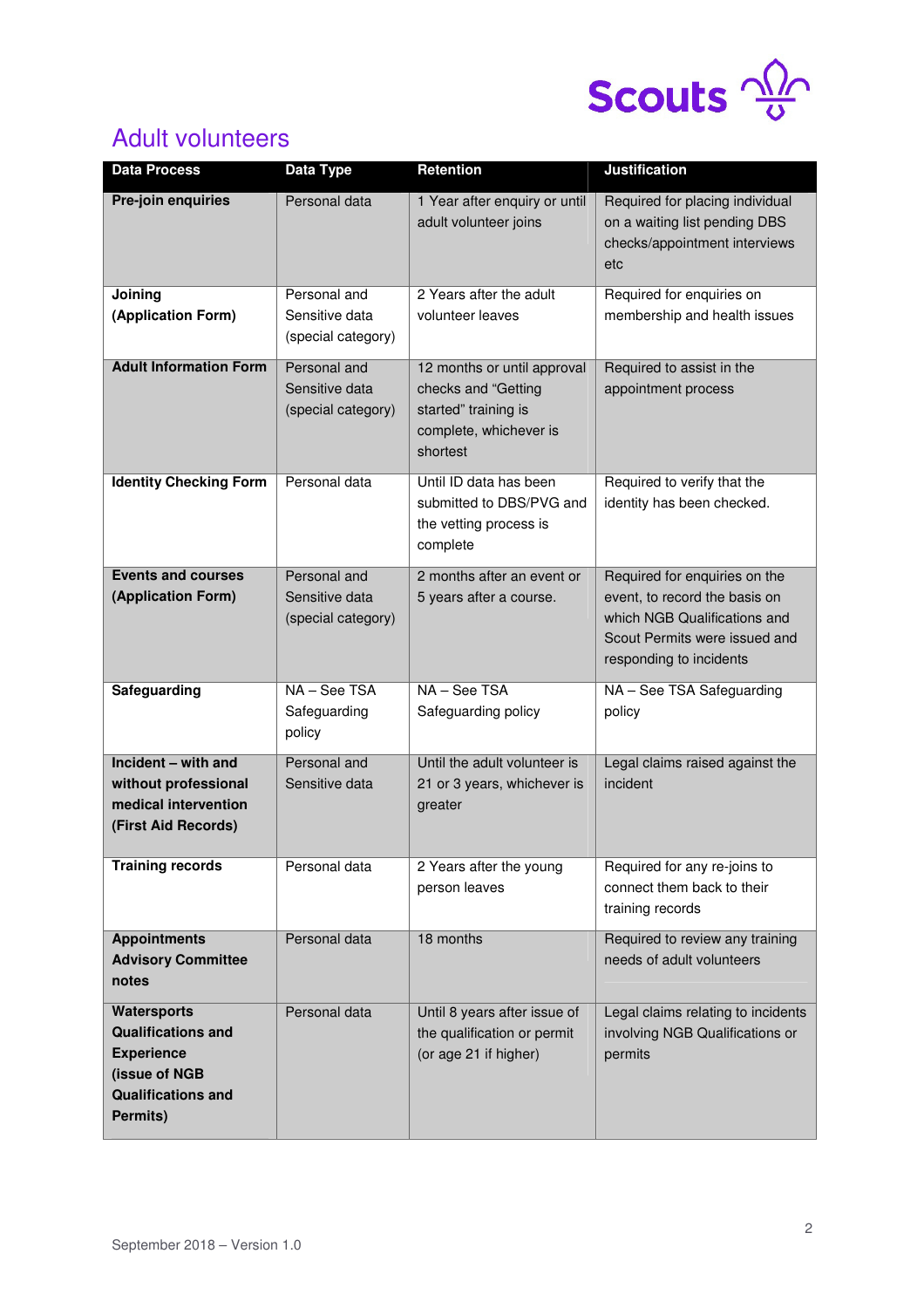## Adult volunteers

| Data Process | Data Type | Retention | Justification |
|---|---|---|---|
| **Pre-join enquiries** | Personal data | 1 Year after enquiry or until adult volunteer joins | Required for placing individual on a waiting list pending DBS checks/appointment interviews etc |
| **Joining (Application Form)** | Personal and Sensitive data (special category) | 2 Years after the adult volunteer leaves | Required for enquiries on membership and health issues |
| **Adult Information Form** | Personal and Sensitive data (special category) | 12 months or until approval checks and "Getting started" training is complete, whichever is shortest | Required to assist in the appointment process |
| **Identity Checking Form** | Personal data | Until ID data has been submitted to DBS/PVG and the vetting process is complete | Required to verify that the identity has been checked. |
| **Events and courses (Application Form)** | Personal and Sensitive data (special category) | 2 months after an event or 5 years after a course. | Required for enquiries on the event, to record the basis on which NGB Qualifications and Scout Permits were issued and responding to incidents |
| **Safeguarding** | NA – See TSA Safeguarding policy | NA – See TSA Safeguarding policy | NA – See TSA Safeguarding policy |
| **Incident – with and without professional medical intervention (First Aid Records)** | Personal and Sensitive data | Until the adult volunteer is 21 or 3 years, whichever is greater | Legal claims raised against the incident |
| **Training records** | Personal data | 2 Years after the young person leaves | Required for any re-joins to connect them back to their training records |
| **Appointments Advisory Committee notes** | Personal data | 18 months | Required to review any training needs of adult volunteers |
| **Watersports Qualifications and Experience (issue of NGB Qualifications and Permits)** | Personal data | Until 8 years after issue of the qualification or permit (or age 21 if higher) | Legal claims relating to incidents involving NGB Qualifications or permits |

September 2018 – Version 1.0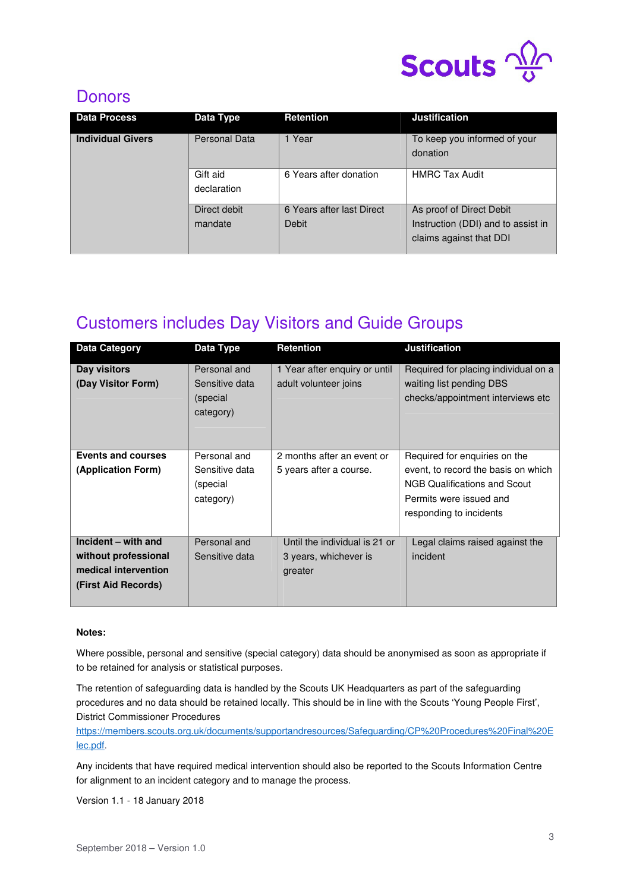## Donors

| Data Process | Data Type | Retention | Justification |
|---|---|---|---|
| **Individual Givers** | Personal Data | 1 Year | To keep you informed of your donation |
| | Gift aid declaration | 6 Years after donation | HMRC Tax Audit |
| | Direct debit mandate | 6 Years after last Direct Debit | As proof of Direct Debit Instruction (DDI) and to assist in claims against that DDI |

## Customers includes Day Visitors and Guide Groups

| Data Category | Data Type | Retention | Justification |
|---|---|---|---|
| **Day visitors (Day Visitor Form)** | Personal and Sensitive data (special category) | 1 Year after enquiry or until adult volunteer joins | Required for placing individual on a waiting list pending DBS checks/appointment interviews etc |
| **Events and courses (Application Form)** | Personal and Sensitive data (special category) | 2 months after an event or 5 years after a course. | Required for enquiries on the event, to record the basis on which NGB Qualifications and Scout Permits were issued and responding to incidents |
| **Incident – with and without professional medical intervention (First Aid Records)** | Personal and Sensitive data | Until the individual is 21 or 3 years, whichever is greater | Legal claims raised against the incident |

**Notes:**

Where possible, personal and sensitive (special category) data should be anonymised as soon as appropriate if to be retained for analysis or statistical purposes.

The retention of safeguarding data is handled by the Scouts UK Headquarters as part of the safeguarding procedures and no data should be retained locally. This should be in line with the Scouts 'Young People First', District Commissioner Procedures https://members.scouts.org.uk/documents/supportandresources/Safeguarding/CP%20Procedures%20Final%20Elec.pdf.

Any incidents that have required medical intervention should also be reported to the Scouts Information Centre for alignment to an incident category and to manage the process.

Version 1.1 - 18 January 2018

September 2018 – Version 1.0